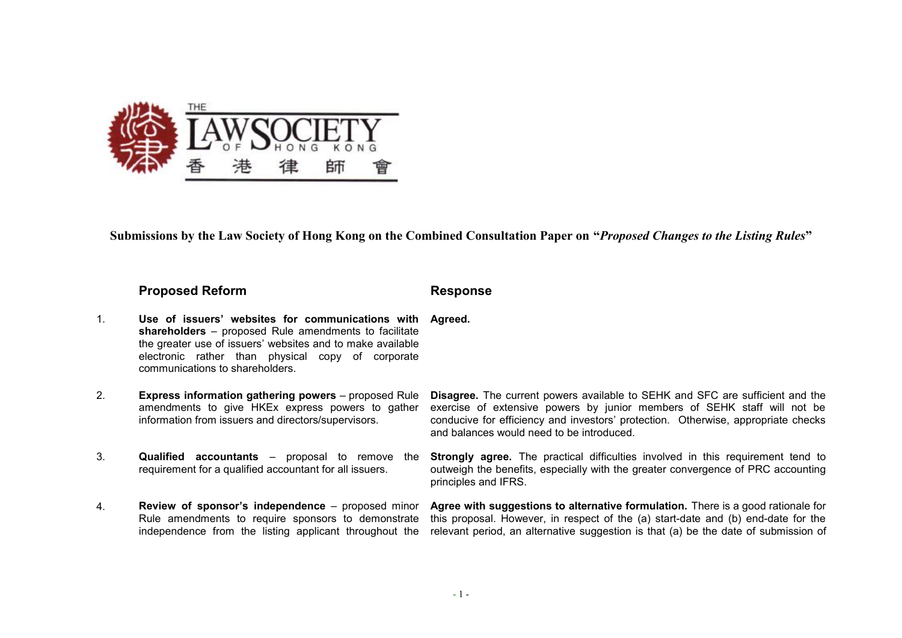THE LAW SOCIETY OF HONG KONG 香港律師會

**Submissions by the Law Society of Hong Kong on the Combined Consultation Paper on "*Proposed Changes to the Listing Rules*"**

| | **Proposed Reform** | **Response** |
|---|---|---|
| 1. | **Use of issuers' websites for communications with shareholders** – proposed Rule amendments to facilitate the greater use of issuers' websites and to make available electronic rather than physical copy of corporate communications to shareholders. | **Agreed.** |
| 2. | **Express information gathering powers** – proposed Rule amendments to give HKEx express powers to gather information from issuers and directors/supervisors. | **Disagree.** The current powers available to SEHK and SFC are sufficient and the exercise of extensive powers by junior members of SEHK staff will not be conducive for efficiency and investors' protection. Otherwise, appropriate checks and balances would need to be introduced. |
| 3. | **Qualified accountants** – proposal to remove the requirement for a qualified accountant for all issuers. | **Strongly agree.** The practical difficulties involved in this requirement tend to outweigh the benefits, especially with the greater convergence of PRC accounting principles and IFRS. |
| 4. | **Review of sponsor's independence** – proposed minor Rule amendments to require sponsors to demonstrate independence from the listing applicant throughout the | **Agree with suggestions to alternative formulation.** There is a good rationale for this proposal. However, in respect of the (a) start-date and (b) end-date for the relevant period, an alternative suggestion is that (a) be the date of submission of |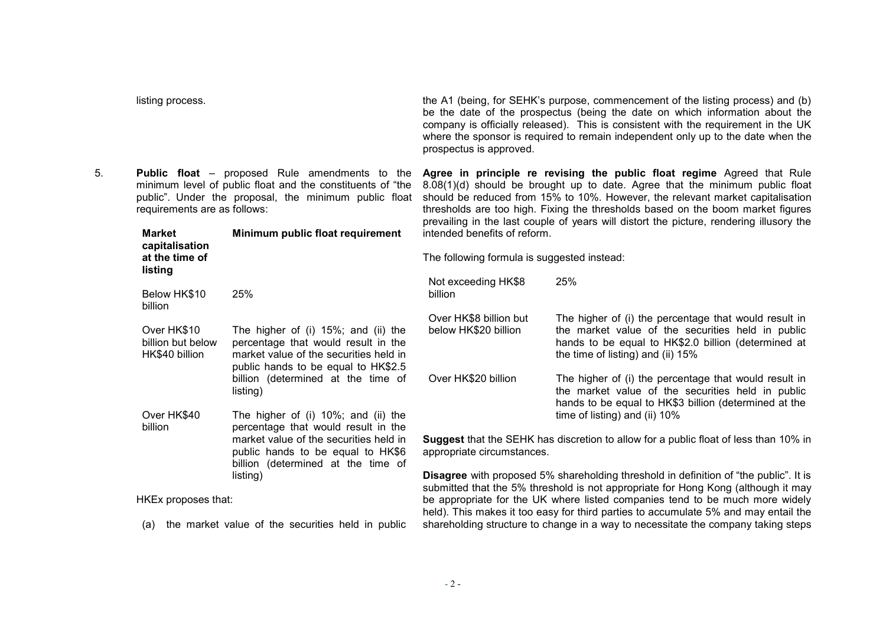listing process.

the A1 (being, for SEHK's purpose, commencement of the listing process) and (b) be the date of the prospectus (being the date on which information about the company is officially released). This is consistent with the requirement in the UK where the sponsor is required to remain independent only up to the date when the prospectus is approved.

5. **Public float** – proposed Rule amendments to the minimum level of public float and the constituents of "the public". Under the proposal, the minimum public float requirements are as follows:

| Market capitalisation at the time of listing | Minimum public float requirement |
|---|---|
| Below HK$10 billion | 25% |
| Over HK$10 billion but below HK$40 billion | The higher of (i) 15%; and (ii) the percentage that would result in the market value of the securities held in public hands to be equal to HK$2.5 billion (determined at the time of listing) |
| Over HK$40 billion | The higher of (i) 10%; and (ii) the percentage that would result in the market value of the securities held in public hands to be equal to HK$6 billion (determined at the time of listing) |

HKEx proposes that:

(a) the market value of the securities held in public

**Agree in principle re revising the public float regime** Agreed that Rule 8.08(1)(d) should be brought up to date. Agree that the minimum public float should be reduced from 15% to 10%. However, the relevant market capitalisation thresholds are too high. Fixing the thresholds based on the boom market figures prevailing in the last couple of years will distort the picture, rendering illusory the intended benefits of reform.

The following formula is suggested instead:

| | |
|---|---|
| Not exceeding HK$8 billion | 25% |
| Over HK$8 billion but below HK$20 billion | The higher of (i) the percentage that would result in the market value of the securities held in public hands to be equal to HK$2.0 billion (determined at the time of listing) and (ii) 15% |
| Over HK$20 billion | The higher of (i) the percentage that would result in the market value of the securities held in public hands to be equal to HK$3 billion (determined at the time of listing) and (ii) 10% |

**Suggest** that the SEHK has discretion to allow for a public float of less than 10% in appropriate circumstances.

**Disagree** with proposed 5% shareholding threshold in definition of "the public". It is submitted that the 5% threshold is not appropriate for Hong Kong (although it may be appropriate for the UK where listed companies tend to be much more widely held). This makes it too easy for third parties to accumulate 5% and may entail the shareholding structure to change in a way to necessitate the company taking steps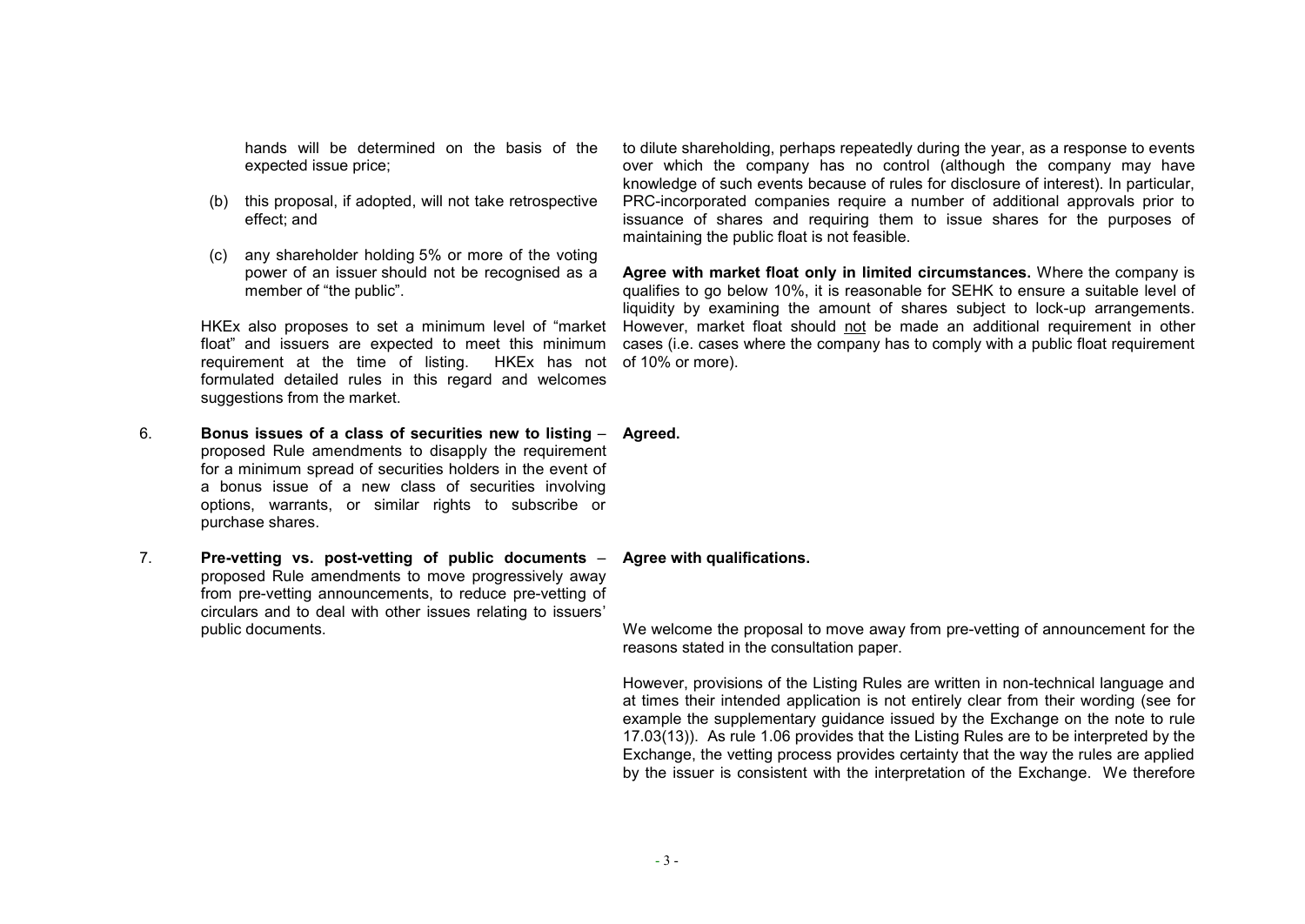| | | |
|---|---|---|
| | hands will be determined on the basis of the expected issue price;<br><br>(b) this proposal, if adopted, will not take retrospective effect; and<br><br>(c) any shareholder holding 5% or more of the voting power of an issuer should not be recognised as a member of "the public".<br><br>HKEx also proposes to set a minimum level of "market float" and issuers are expected to meet this minimum requirement at the time of listing. HKEx has not formulated detailed rules in this regard and welcomes suggestions from the market. | to dilute shareholding, perhaps repeatedly during the year, as a response to events over which the company has no control (although the company may have knowledge of such events because of rules for disclosure of interest). In particular, PRC-incorporated companies require a number of additional approvals prior to issuance of shares and requiring them to issue shares for the purposes of maintaining the public float is not feasible.<br><br>**Agree with market float only in limited circumstances.** Where the company is qualifies to go below 10%, it is reasonable for SEHK to ensure a suitable level of liquidity by examining the amount of shares subject to lock-up arrangements. However, market float should not be made an additional requirement in other cases (i.e. cases where the company has to comply with a public float requirement of 10% or more). |
| 6. | **Bonus issues of a class of securities new to listing** – proposed Rule amendments to disapply the requirement for a minimum spread of securities holders in the event of a bonus issue of a new class of securities involving options, warrants, or similar rights to subscribe or purchase shares. | **Agreed.** |
| 7. | **Pre-vetting vs. post-vetting of public documents** – proposed Rule amendments to move progressively away from pre-vetting announcements, to reduce pre-vetting of circulars and to deal with other issues relating to issuers' public documents. | **Agree with qualifications.**<br><br>We welcome the proposal to move away from pre-vetting of announcement for the reasons stated in the consultation paper.<br><br>However, provisions of the Listing Rules are written in non-technical language and at times their intended application is not entirely clear from their wording (see for example the supplementary guidance issued by the Exchange on the note to rule 17.03(13)). As rule 1.06 provides that the Listing Rules are to be interpreted by the Exchange, the vetting process provides certainty that the way the rules are applied by the issuer is consistent with the interpretation of the Exchange. We therefore |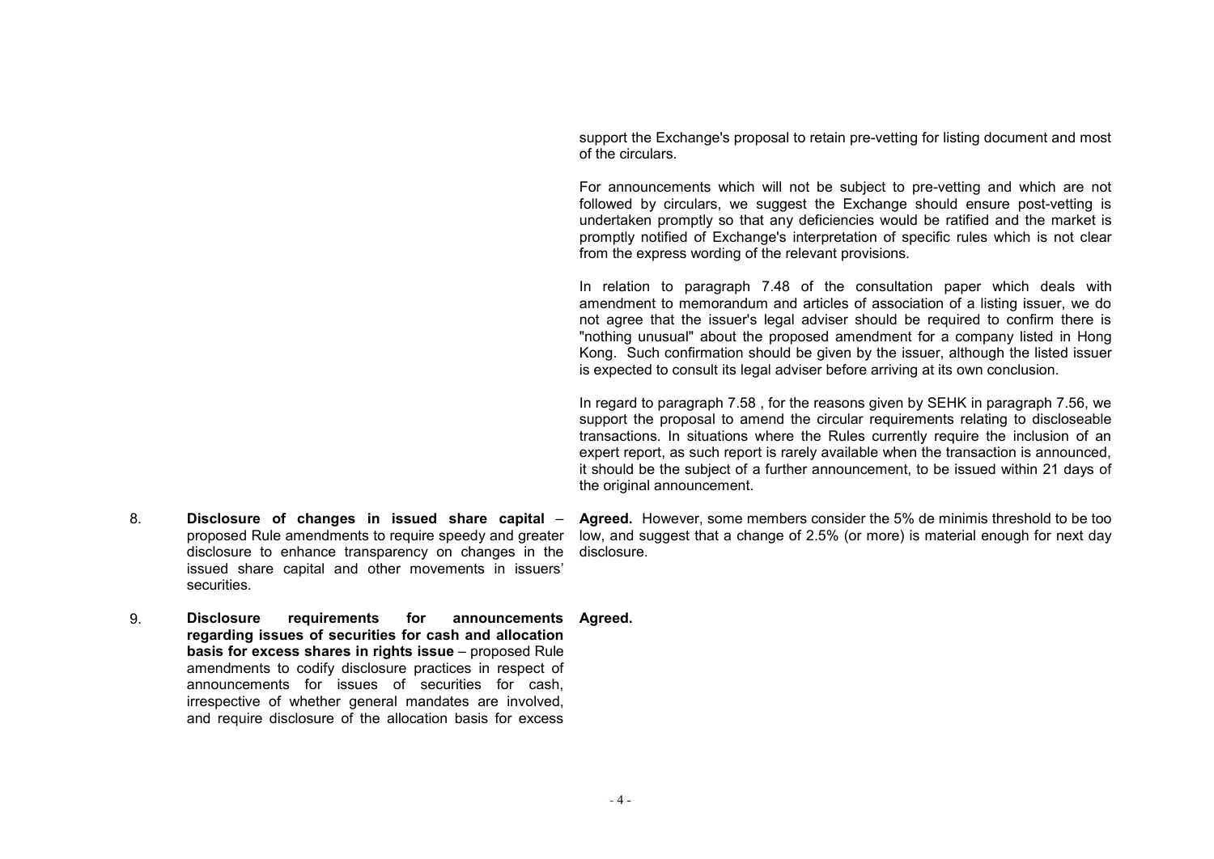|  |  |  |
|---|---|---|
|  |  | support the Exchange's proposal to retain pre-vetting for listing document and most of the circulars.<br><br>For announcements which will not be subject to pre-vetting and which are not followed by circulars, we suggest the Exchange should ensure post-vetting is undertaken promptly so that any deficiencies would be ratified and the market is promptly notified of Exchange's interpretation of specific rules which is not clear from the express wording of the relevant provisions.<br><br>In relation to paragraph 7.48 of the consultation paper which deals with amendment to memorandum and articles of association of a listing issuer, we do not agree that the issuer's legal adviser should be required to confirm there is "nothing unusual" about the proposed amendment for a company listed in Hong Kong. Such confirmation should be given by the issuer, although the listed issuer is expected to consult its legal adviser before arriving at its own conclusion.<br><br>In regard to paragraph 7.58 , for the reasons given by SEHK in paragraph 7.56, we support the proposal to amend the circular requirements relating to discloseable transactions. In situations where the Rules currently require the inclusion of an expert report, as such report is rarely available when the transaction is announced, it should be the subject of a further announcement, to be issued within 21 days of the original announcement. |
| 8. | **Disclosure of changes in issued share capital** – proposed Rule amendments to require speedy and greater disclosure to enhance transparency on changes in the issued share capital and other movements in issuers' securities. | **Agreed.** However, some members consider the 5% de minimis threshold to be too low, and suggest that a change of 2.5% (or more) is material enough for next day disclosure. |
| 9. | **Disclosure requirements for announcements regarding issues of securities for cash and allocation basis for excess shares in rights issue** – proposed Rule amendments to codify disclosure practices in respect of announcements for issues of securities for cash, irrespective of whether general mandates are involved, and require disclosure of the allocation basis for excess | **Agreed.** |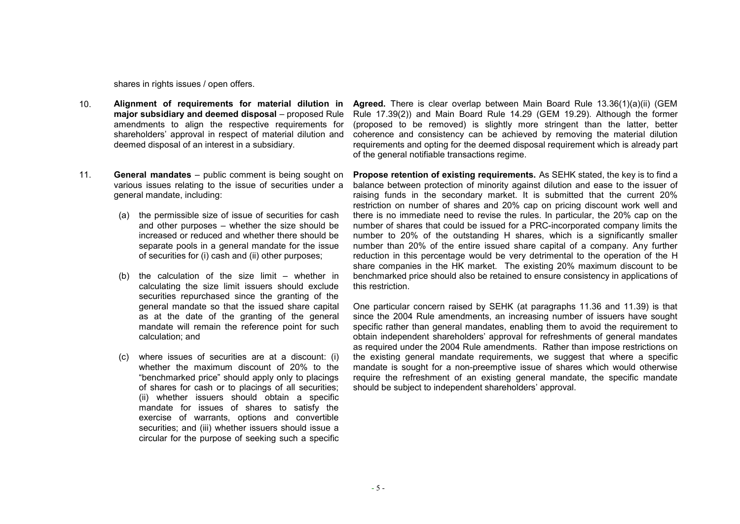shares in rights issues / open offers.

| | | |
|---|---|---|
| 10. | **Alignment of requirements for material dilution in major subsidiary and deemed disposal** – proposed Rule amendments to align the respective requirements for shareholders' approval in respect of material dilution and deemed disposal of an interest in a subsidiary. | **Agreed.** There is clear overlap between Main Board Rule 13.36(1)(a)(ii) (GEM Rule 17.39(2)) and Main Board Rule 14.29 (GEM 19.29). Although the former (proposed to be removed) is slightly more stringent than the latter, better coherence and consistency can be achieved by removing the material dilution requirements and opting for the deemed disposal requirement which is already part of the general notifiable transactions regime. |
| 11. | **General mandates** – public comment is being sought on various issues relating to the issue of securities under a general mandate, including:<br><br>(a) the permissible size of issue of securities for cash and other purposes – whether the size should be increased or reduced and whether there should be separate pools in a general mandate for the issue of securities for (i) cash and (ii) other purposes;<br><br>(b) the calculation of the size limit – whether in calculating the size limit issuers should exclude securities repurchased since the granting of the general mandate so that the issued share capital as at the date of the granting of the general mandate will remain the reference point for such calculation; and<br><br>(c) where issues of securities are at a discount: (i) whether the maximum discount of 20% to the "benchmarked price" should apply only to placings of shares for cash or to placings of all securities; (ii) whether issuers should obtain a specific mandate for issues of shares to satisfy the exercise of warrants, options and convertible securities; and (iii) whether issuers should issue a circular for the purpose of seeking such a specific | **Propose retention of existing requirements.** As SEHK stated, the key is to find a balance between protection of minority against dilution and ease to the issuer of raising funds in the secondary market. It is submitted that the current 20% restriction on number of shares and 20% cap on pricing discount work well and there is no immediate need to revise the rules. In particular, the 20% cap on the number of shares that could be issued for a PRC-incorporated company limits the number to 20% of the outstanding H shares, which is a significantly smaller number than 20% of the entire issued share capital of a company. Any further reduction in this percentage would be very detrimental to the operation of the H share companies in the HK market. The existing 20% maximum discount to be benchmarked price should also be retained to ensure consistency in applications of this restriction.<br><br>One particular concern raised by SEHK (at paragraphs 11.36 and 11.39) is that since the 2004 Rule amendments, an increasing number of issuers have sought specific rather than general mandates, enabling them to avoid the requirement to obtain independent shareholders' approval for refreshments of general mandates as required under the 2004 Rule amendments. Rather than impose restrictions on the existing general mandate requirements, we suggest that where a specific mandate is sought for a non-preemptive issue of shares which would otherwise require the refreshment of an existing general mandate, the specific mandate should be subject to independent shareholders' approval. |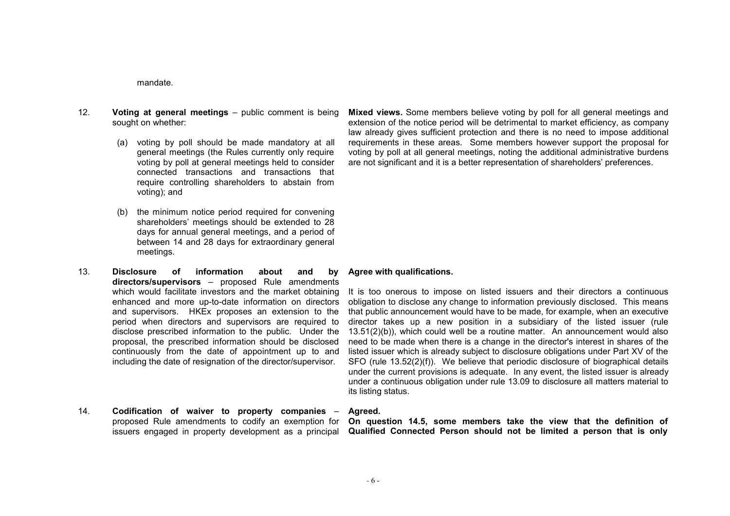mandate.

| | | |
|---|---|---|
| 12. | **Voting at general meetings** – public comment is being sought on whether:<br><br>(a) voting by poll should be made mandatory at all general meetings (the Rules currently only require voting by poll at general meetings held to consider connected transactions and transactions that require controlling shareholders to abstain from voting); and<br><br>(b) the minimum notice period required for convening shareholders' meetings should be extended to 28 days for annual general meetings, and a period of between 14 and 28 days for extraordinary general meetings. | **Mixed views.** Some members believe voting by poll for all general meetings and extension of the notice period will be detrimental to market efficiency, as company law already gives sufficient protection and there is no need to impose additional requirements in these areas. Some members however support the proposal for voting by poll at all general meetings, noting the additional administrative burdens are not significant and it is a better representation of shareholders' preferences. |
| 13. | **Disclosure of information about and by directors/supervisors** – proposed Rule amendments which would facilitate investors and the market obtaining enhanced and more up-to-date information on directors and supervisors. HKEx proposes an extension to the period when directors and supervisors are required to disclose prescribed information to the public. Under the proposal, the prescribed information should be disclosed continuously from the date of appointment up to and including the date of resignation of the director/supervisor. | **Agree with qualifications.**<br><br>It is too onerous to impose on listed issuers and their directors a continuous obligation to disclose any change to information previously disclosed. This means that public announcement would have to be made, for example, when an executive director takes up a new position in a subsidiary of the listed issuer (rule 13.51(2)(b)), which could well be a routine matter. An announcement would also need to be made when there is a change in the director's interest in shares of the listed issuer which is already subject to disclosure obligations under Part XV of the SFO (rule 13.52(2)(f)). We believe that periodic disclosure of biographical details under the current provisions is adequate. In any event, the listed issuer is already under a continuous obligation under rule 13.09 to disclosure all matters material to its listing status. |
| 14. | **Codification of waiver to property companies** – proposed Rule amendments to codify an exemption for issuers engaged in property development as a principal | **Agreed.**<br>**On question 14.5, some members take the view that the definition of Qualified Connected Person should not be limited a person that is only** |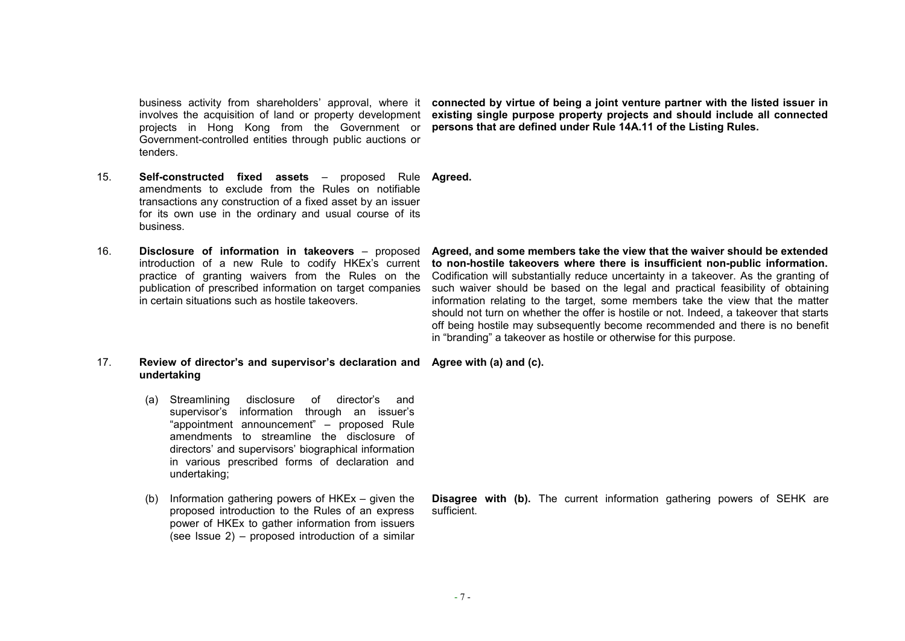| | | |
|---|---|---|
| | business activity from shareholders' approval, where it involves the acquisition of land or property development projects in Hong Kong from the Government or Government-controlled entities through public auctions or tenders. | **connected by virtue of being a joint venture partner with the listed issuer in existing single purpose property projects and should include all connected persons that are defined under Rule 14A.11 of the Listing Rules.** |
| 15. | **Self-constructed fixed assets** – proposed Rule amendments to exclude from the Rules on notifiable transactions any construction of a fixed asset by an issuer for its own use in the ordinary and usual course of its business. | **Agreed.** |
| 16. | **Disclosure of information in takeovers** – proposed introduction of a new Rule to codify HKEx's current practice of granting waivers from the Rules on the publication of prescribed information on target companies in certain situations such as hostile takeovers. | **Agreed, and some members take the view that the waiver should be extended to non-hostile takeovers where there is insufficient non-public information.** Codification will substantially reduce uncertainty in a takeover. As the granting of such waiver should be based on the legal and practical feasibility of obtaining information relating to the target, some members take the view that the matter should not turn on whether the offer is hostile or not. Indeed, a takeover that starts off being hostile may subsequently become recommended and there is no benefit in "branding" a takeover as hostile or otherwise for this purpose. |
| 17. | **Review of director's and supervisor's declaration and undertaking** | **Agree with (a) and (c).** |
| | (a) Streamlining disclosure of director's and supervisor's information through an issuer's "appointment announcement" – proposed Rule amendments to streamline the disclosure of directors' and supervisors' biographical information in various prescribed forms of declaration and undertaking; | |
| | (b) Information gathering powers of HKEx – given the proposed introduction to the Rules of an express power of HKEx to gather information from issuers (see Issue 2) – proposed introduction of a similar | **Disagree with (b).** The current information gathering powers of SEHK are sufficient. |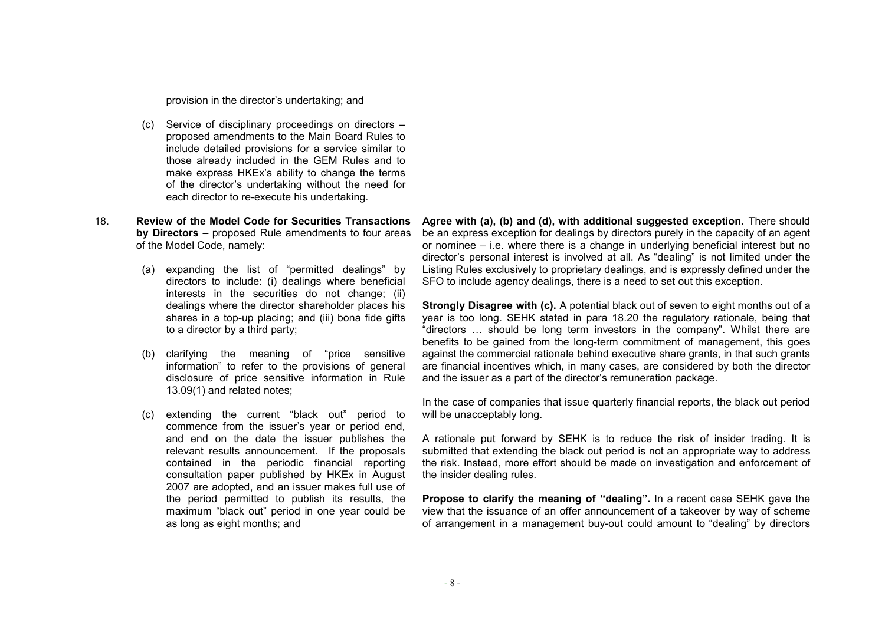provision in the director's undertaking; and

(c) Service of disciplinary proceedings on directors – proposed amendments to the Main Board Rules to include detailed provisions for a service similar to those already included in the GEM Rules and to make express HKEx's ability to change the terms of the director's undertaking without the need for each director to re-execute his undertaking.

18. **Review of the Model Code for Securities Transactions by Directors** – proposed Rule amendments to four areas of the Model Code, namely:

(a) expanding the list of "permitted dealings" by directors to include: (i) dealings where beneficial interests in the securities do not change; (ii) dealings where the director shareholder places his shares in a top-up placing; and (iii) bona fide gifts to a director by a third party;

(b) clarifying the meaning of "price sensitive information" to refer to the provisions of general disclosure of price sensitive information in Rule 13.09(1) and related notes;

(c) extending the current "black out" period to commence from the issuer's year or period end, and end on the date the issuer publishes the relevant results announcement. If the proposals contained in the periodic financial reporting consultation paper published by HKEx in August 2007 are adopted, and an issuer makes full use of the period permitted to publish its results, the maximum "black out" period in one year could be as long as eight months; and

**Agree with (a), (b) and (d), with additional suggested exception.** There should be an express exception for dealings by directors purely in the capacity of an agent or nominee – i.e. where there is a change in underlying beneficial interest but no director's personal interest is involved at all. As "dealing" is not limited under the Listing Rules exclusively to proprietary dealings, and is expressly defined under the SFO to include agency dealings, there is a need to set out this exception.

**Strongly Disagree with (c).** A potential black out of seven to eight months out of a year is too long. SEHK stated in para 18.20 the regulatory rationale, being that "directors … should be long term investors in the company". Whilst there are benefits to be gained from the long-term commitment of management, this goes against the commercial rationale behind executive share grants, in that such grants are financial incentives which, in many cases, are considered by both the director and the issuer as a part of the director's remuneration package.

In the case of companies that issue quarterly financial reports, the black out period will be unacceptably long.

A rationale put forward by SEHK is to reduce the risk of insider trading. It is submitted that extending the black out period is not an appropriate way to address the risk. Instead, more effort should be made on investigation and enforcement of the insider dealing rules.

**Propose to clarify the meaning of "dealing".** In a recent case SEHK gave the view that the issuance of an offer announcement of a takeover by way of scheme of arrangement in a management buy-out could amount to "dealing" by directors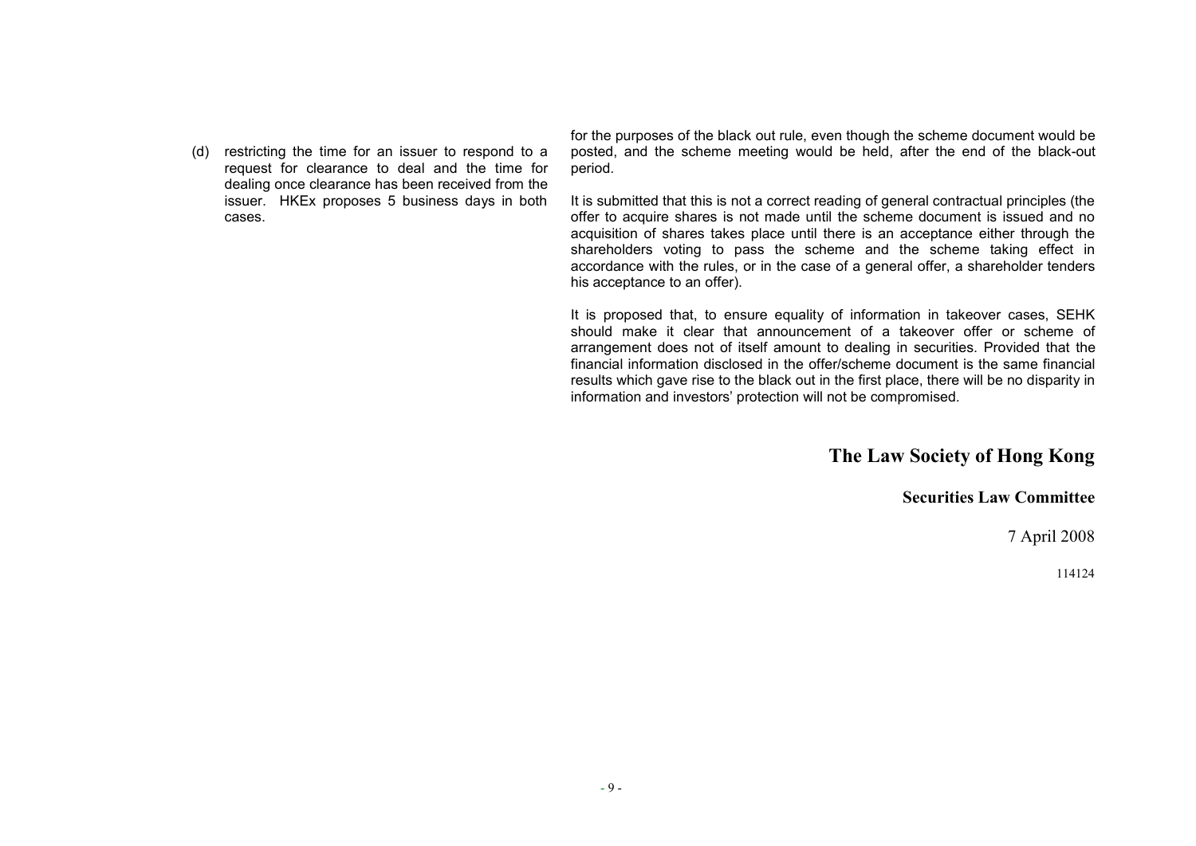(d) restricting the time for an issuer to respond to a request for clearance to deal and the time for dealing once clearance has been received from the issuer. HKEx proposes 5 business days in both cases.

for the purposes of the black out rule, even though the scheme document would be posted, and the scheme meeting would be held, after the end of the black-out period.

It is submitted that this is not a correct reading of general contractual principles (the offer to acquire shares is not made until the scheme document is issued and no acquisition of shares takes place until there is an acceptance either through the shareholders voting to pass the scheme and the scheme taking effect in accordance with the rules, or in the case of a general offer, a shareholder tenders his acceptance to an offer).

It is proposed that, to ensure equality of information in takeover cases, SEHK should make it clear that announcement of a takeover offer or scheme of arrangement does not of itself amount to dealing in securities. Provided that the financial information disclosed in the offer/scheme document is the same financial results which gave rise to the black out in the first place, there will be no disparity in information and investors' protection will not be compromised.

**The Law Society of Hong Kong**

**Securities Law Committee**

7 April 2008

114124